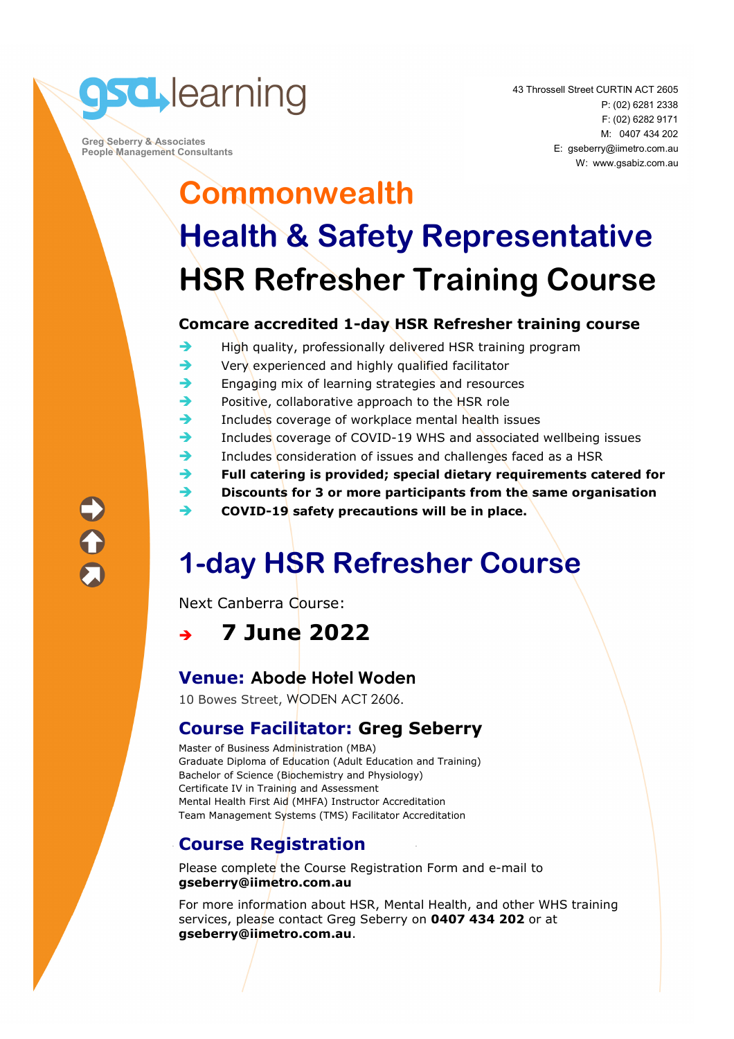gsa learning

Greg Seberry & Associates
People Management Consultants

43 Throssell Street CURTIN ACT 2605
P: (02) 6281 2338
F: (02) 6282 9171
M: 0407 434 202
E: gseberry@iimetro.com.au
W: www.gsabiz.com.au

# Commonwealth

# Health & Safety Representative

# HSR Refresher Training Course

### Comcare accredited 1-day HSR Refresher training course

- High quality, professionally delivered HSR training program
- Very experienced and highly qualified facilitator
- Engaging mix of learning strategies and resources
- Positive, collaborative approach to the HSR role
- Includes coverage of workplace mental health issues
- Includes coverage of COVID-19 WHS and associated wellbeing issues
- Includes consideration of issues and challenges faced as a HSR
- **Full catering is provided; special dietary requirements catered for**
- **Discounts for 3 or more participants from the same organisation**
- **COVID-19 safety precautions will be in place.**

## 1-day HSR Refresher Course

Next Canberra Course:

- **7 June 2022**

### Venue: Abode Hotel Woden

10 Bowes Street, WODEN ACT 2606.

### Course Facilitator: Greg Seberry

Master of Business Administration (MBA)
Graduate Diploma of Education (Adult Education and Training)
Bachelor of Science (Biochemistry and Physiology)
Certificate IV in Training and Assessment
Mental Health First Aid (MHFA) Instructor Accreditation
Team Management Systems (TMS) Facilitator Accreditation

### Course Registration

Please complete the Course Registration Form and e-mail to **gseberry@iimetro.com.au**

For more information about HSR, Mental Health, and other WHS training services, please contact Greg Seberry on **0407 434 202** or at **gseberry@iimetro.com.au**.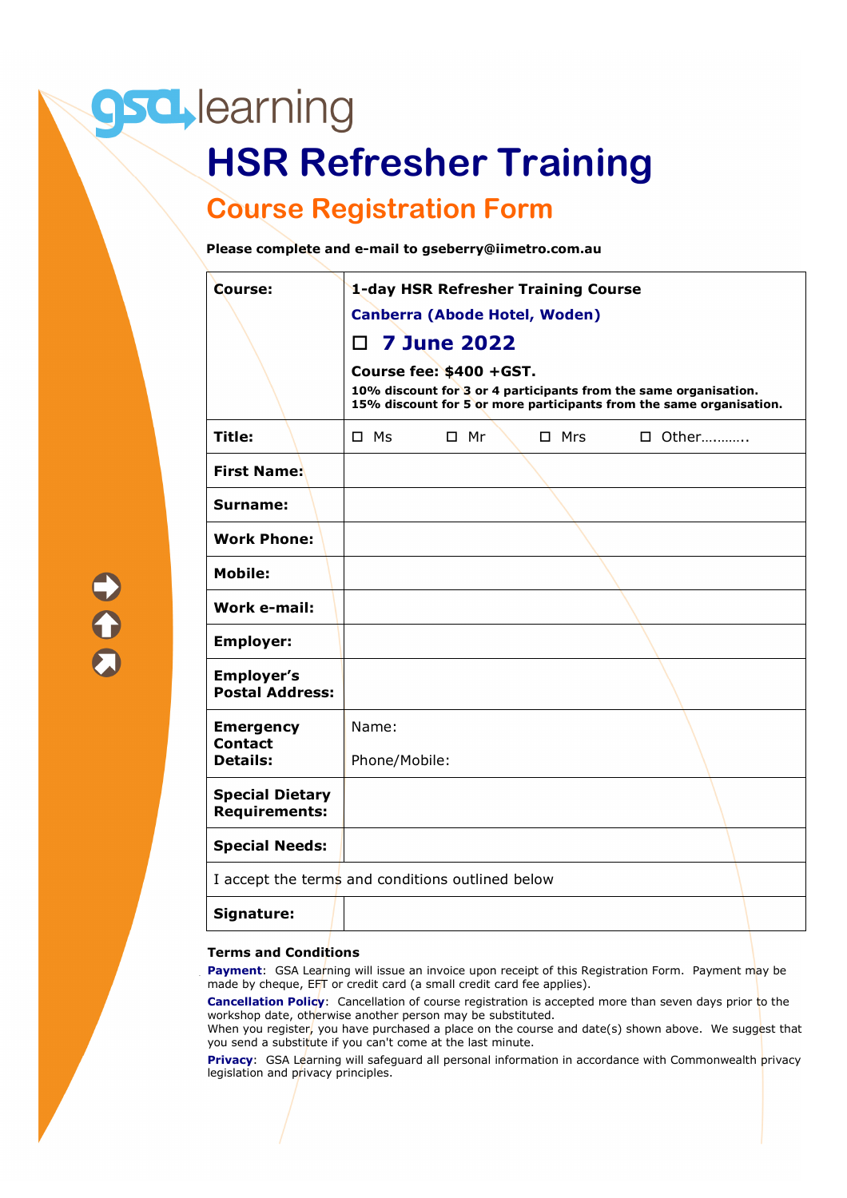gsa learning

# HSR Refresher Training

## Course Registration Form

**Please complete and e-mail to gseberry@iimetro.com.au**

| | |
|---|---|
| **Course:** | **1-day HSR Refresher Training Course**<br>**Canberra (Abode Hotel, Woden)**<br>☐ **7 June 2022**<br>**Course fee: $400 +GST.**<br>**10% discount for 3 or 4 participants from the same organisation.**<br>**15% discount for 5 or more participants from the same organisation.** |
| **Title:** | ☐ Ms ☐ Mr ☐ Mrs ☐ Other……….. |
| **First Name:** | |
| **Surname:** | |
| **Work Phone:** | |
| **Mobile:** | |
| **Work e-mail:** | |
| **Employer:** | |
| **Employer's Postal Address:** | |
| **Emergency Contact Details:** | Name:<br>Phone/Mobile: |
| **Special Dietary Requirements:** | |
| **Special Needs:** | |
| I accept the terms and conditions outlined below | |
| **Signature:** | |

**Terms and Conditions**

**Payment**: GSA Learning will issue an invoice upon receipt of this Registration Form. Payment may be made by cheque, EFT or credit card (a small credit card fee applies).

**Cancellation Policy**: Cancellation of course registration is accepted more than seven days prior to the workshop date, otherwise another person may be substituted.
When you register, you have purchased a place on the course and date(s) shown above. We suggest that you send a substitute if you can't come at the last minute.

**Privacy**: GSA Learning will safeguard all personal information in accordance with Commonwealth privacy legislation and privacy principles.